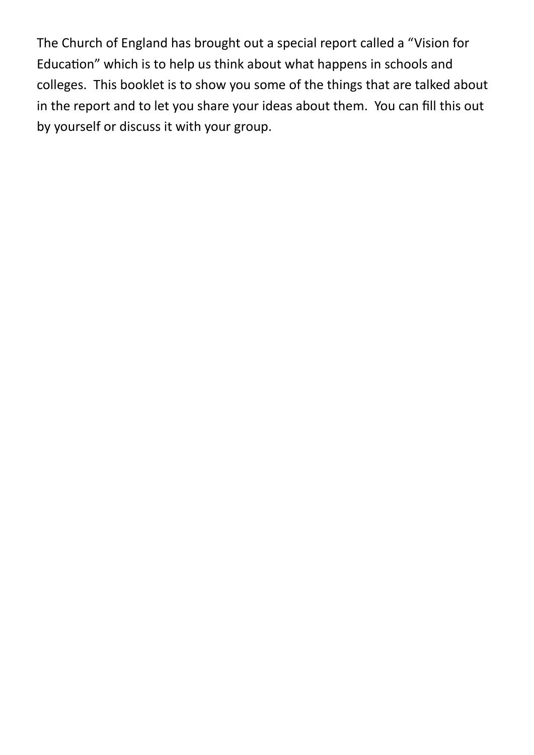The Church of England has brought out a special report called a "Vision for Education" which is to help us think about what happens in schools and colleges. This booklet is to show you some of the things that are talked about in the report and to let you share your ideas about them. You can fill this out by yourself or discuss it with your group.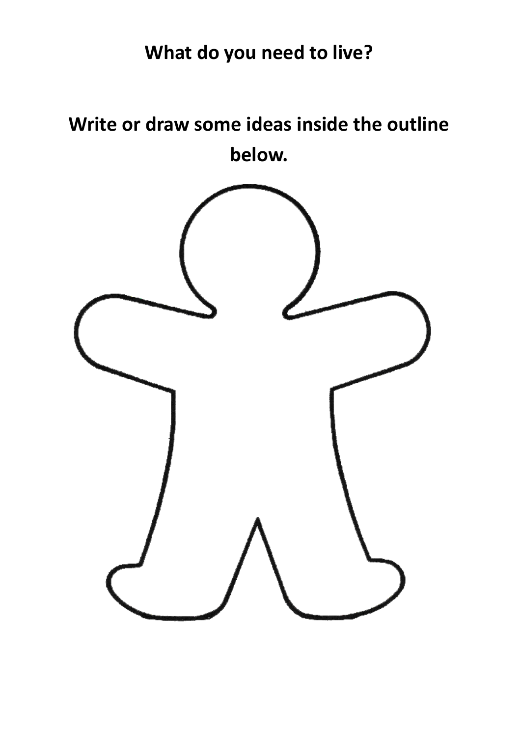**What do you need to live?**

**Write or draw some ideas inside the outline below.**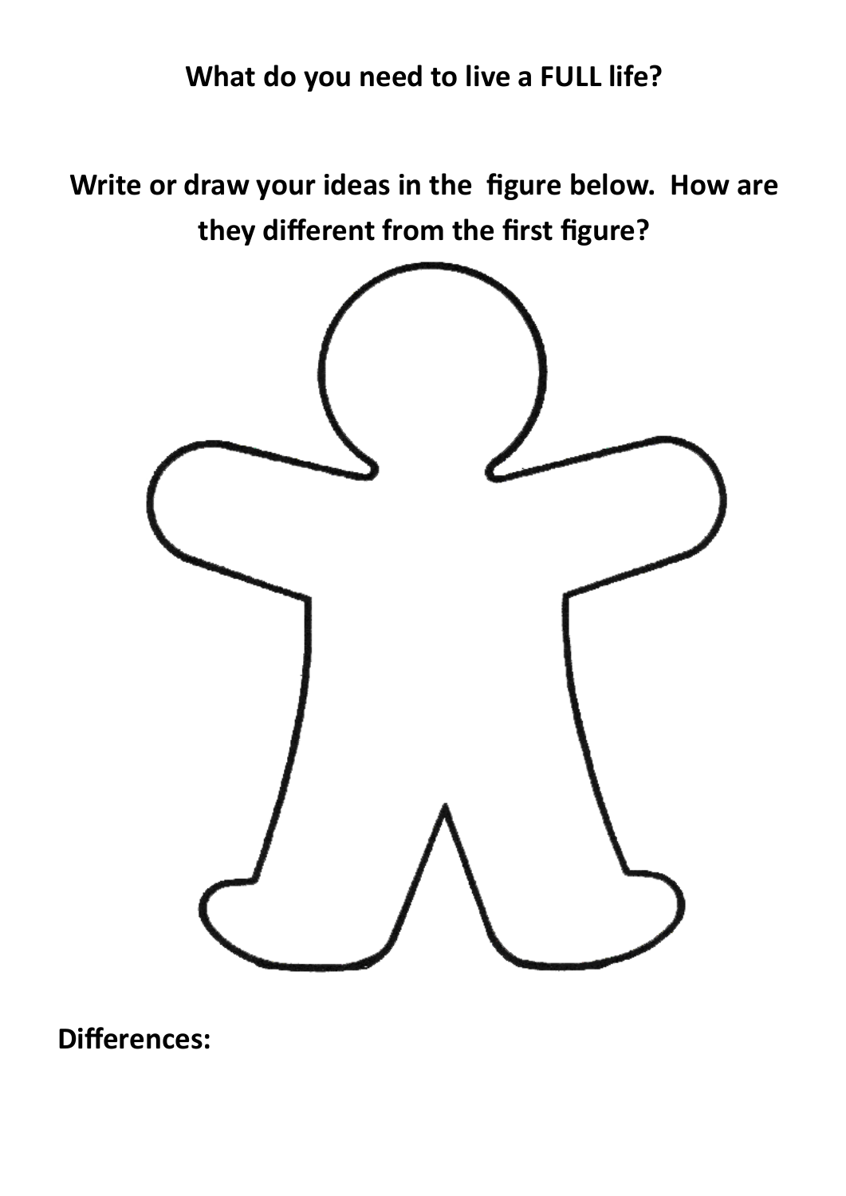**What do you need to live a FULL life?**

**Write or draw your ideas in the figure below. How are they different from the first figure?**

**Differences:**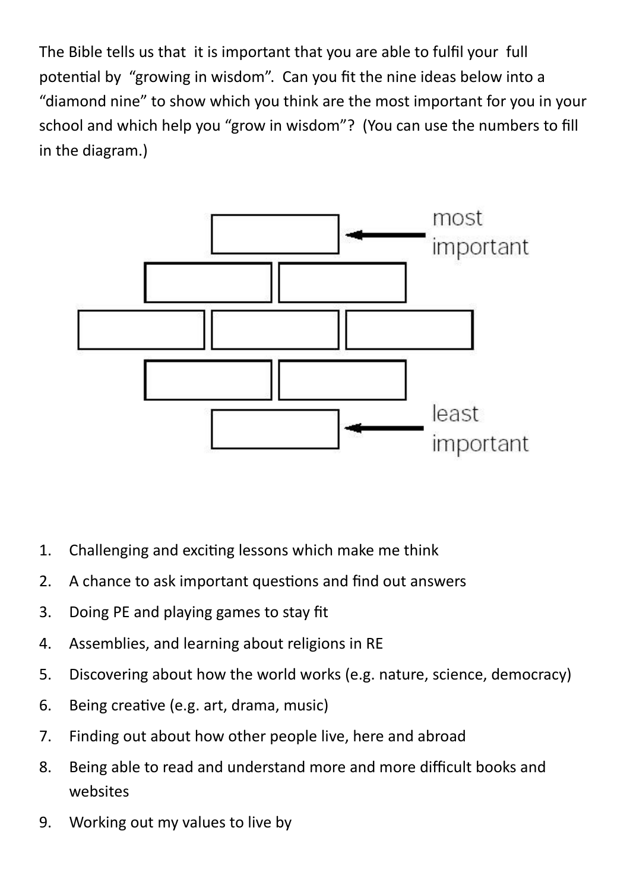The Bible tells us that it is important that you are able to fulfil your full potential by "growing in wisdom". Can you fit the nine ideas below into a "diamond nine" to show which you think are the most important for you in your school and which help you "grow in wisdom"? (You can use the numbers to fill in the diagram.)

most important

least important

1. Challenging and exciting lessons which make me think
2. A chance to ask important questions and find out answers
3. Doing PE and playing games to stay fit
4. Assemblies, and learning about religions in RE
5. Discovering about how the world works (e.g. nature, science, democracy)
6. Being creative (e.g. art, drama, music)
7. Finding out about how other people live, here and abroad
8. Being able to read and understand more and more difficult books and websites
9. Working out my values to live by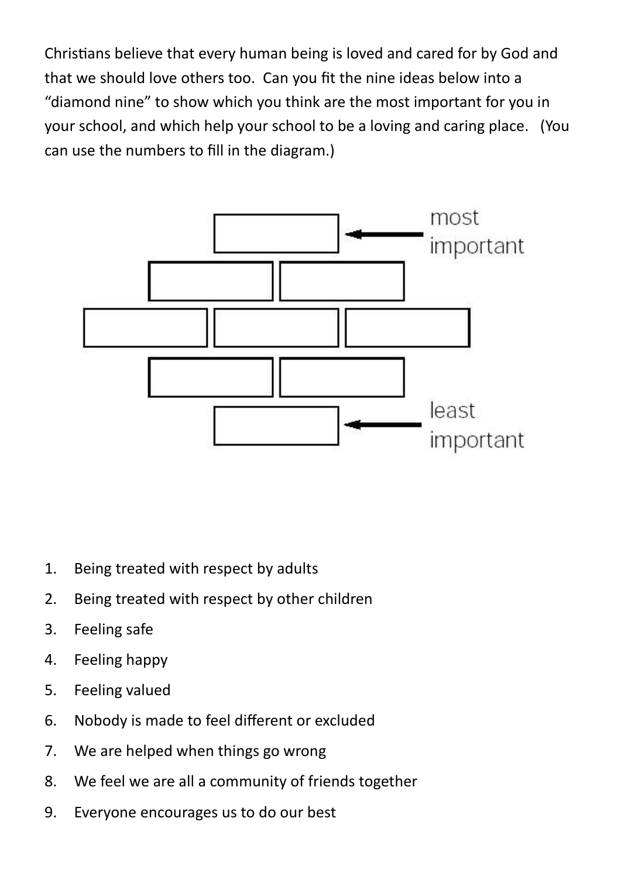Christians believe that every human being is loved and cared for by God and that we should love others too. Can you fit the nine ideas below into a "diamond nine" to show which you think are the most important for you in your school, and which help your school to be a loving and caring place. (You can use the numbers to fill in the diagram.)

most important

least important

1. Being treated with respect by adults
2. Being treated with respect by other children
3. Feeling safe
4. Feeling happy
5. Feeling valued
6. Nobody is made to feel different or excluded
7. We are helped when things go wrong
8. We feel we are all a community of friends together
9. Everyone encourages us to do our best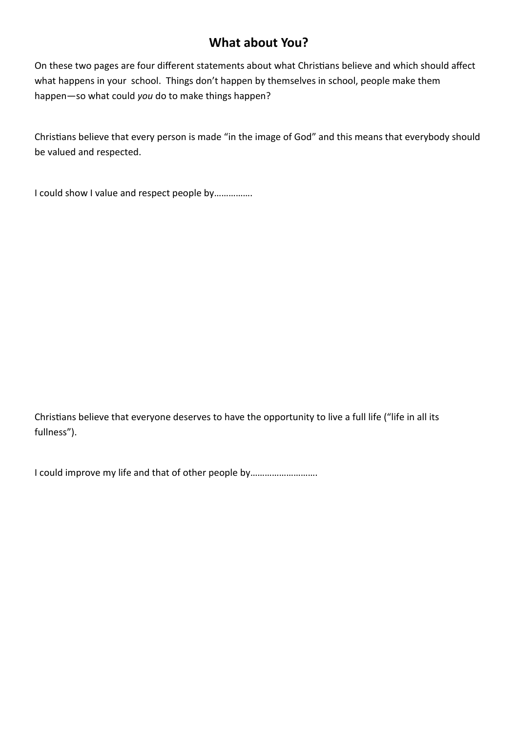## What about You?

On these two pages are four different statements about what Christians believe and which should affect what happens in your school. Things don't happen by themselves in school, people make them happen—so what could *you* do to make things happen?

Christians believe that every person is made "in the image of God" and this means that everybody should be valued and respected.

I could show I value and respect people by…………….

Christians believe that everyone deserves to have the opportunity to live a full life ("life in all its fullness").

I could improve my life and that of other people by……………………….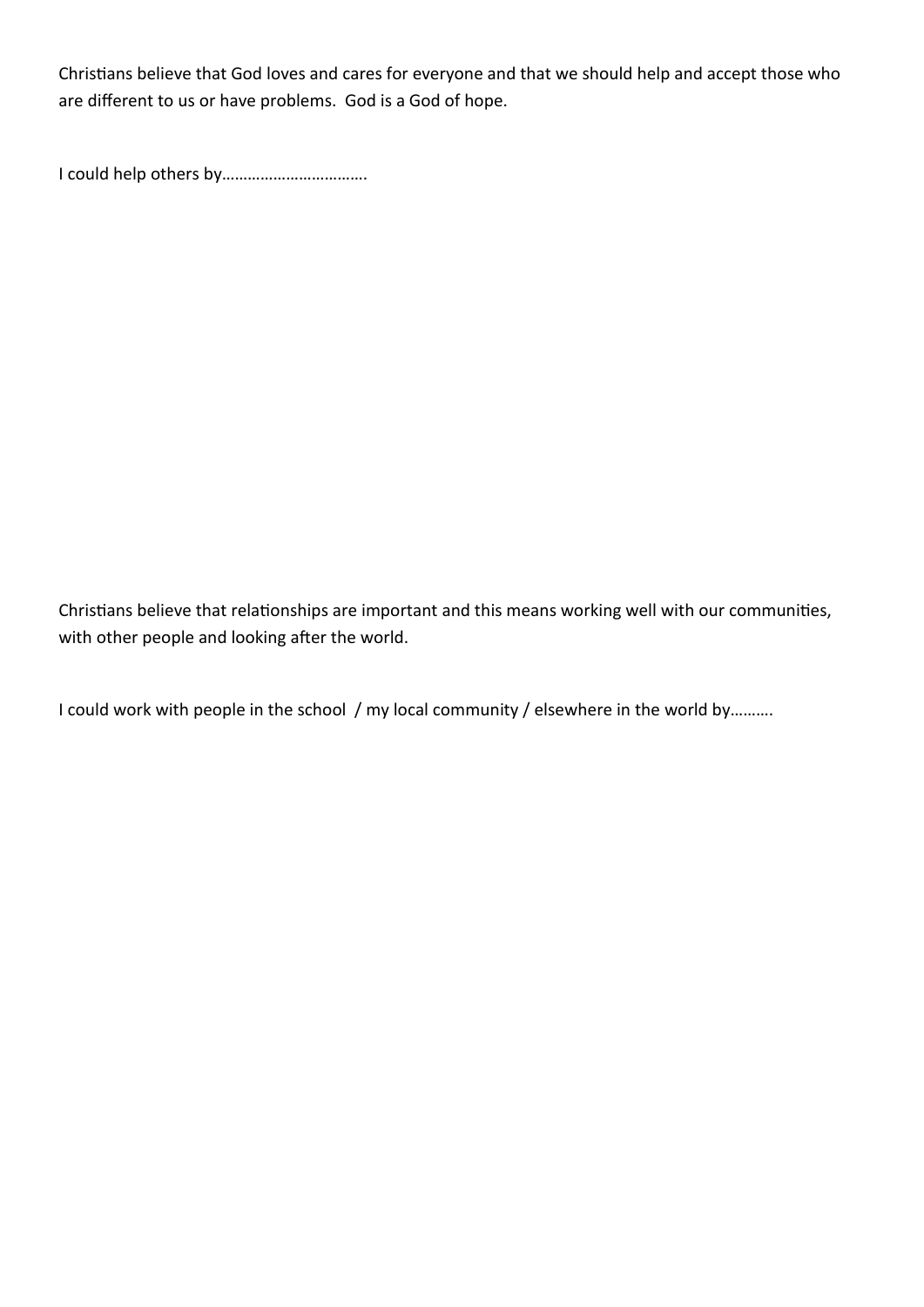Christians believe that God loves and cares for everyone and that we should help and accept those who are different to us or have problems.  God is a God of hope.

I could help others by…………………………….

Christians believe that relationships are important and this means working well with our communities, with other people and looking after the world.

I could work with people in the school  / my local community / elsewhere in the world by……….